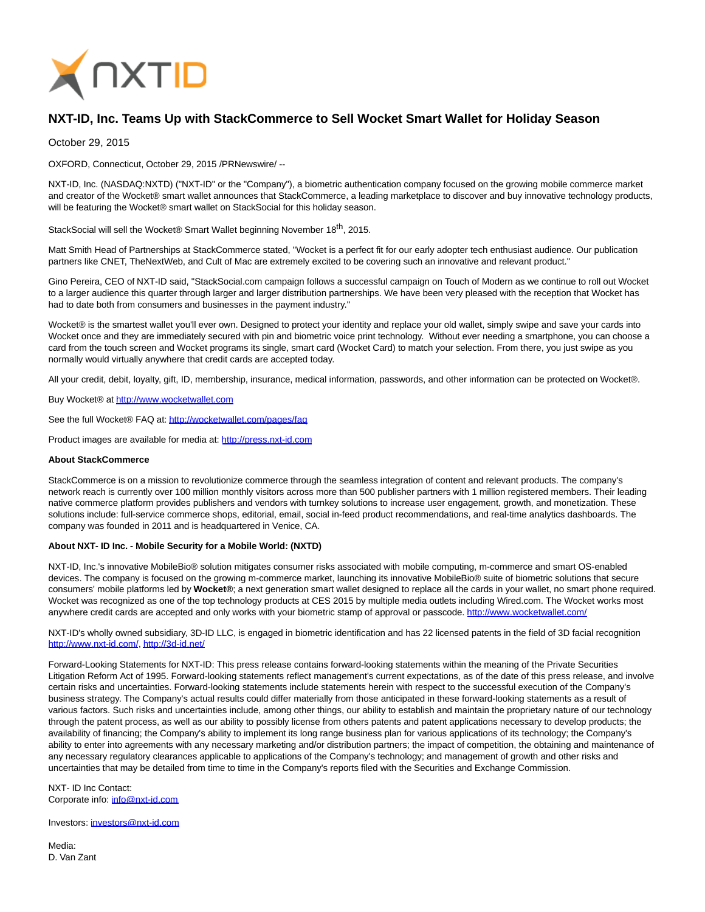# NXT-ID, Inc. Teams Up with StackCommerce to Sell Wocket Smart Wallet for Holiday Season

October 29, 2015

OXFORD, Connecticut, October 29, 2015 /PRNewswire/ --

NXT-ID, Inc. (NASDAQ:NXTD) ("NXT-ID" or the "Company"), a biometric authentication company focused on the growing mobile commerce market and creator of the Wocket® smart wallet announces that StackCommerce, a leading marketplace to discover and buy innovative technology products, will be featuring the Wocket® smart wallet on StackSocial for this holiday season.

StackSocial will sell the Wocket® Smart Wallet beginning November 18th, 2015.

Matt Smith Head of Partnerships at StackCommerce stated, "Wocket is a perfect fit for our early adopter tech enthusiast audience. Our publication partners like CNET, TheNextWeb, and Cult of Mac are extremely excited to be covering such an innovative and relevant product."

Gino Pereira, CEO of NXT-ID said, "StackSocial.com campaign follows a successful campaign on Touch of Modern as we continue to roll out Wocket to a larger audience this quarter through larger and larger distribution partnerships. We have been very pleased with the reception that Wocket has had to date both from consumers and businesses in the payment industry."

Wocket® is the smartest wallet you'll ever own. Designed to protect your identity and replace your old wallet, simply swipe and save your cards into Wocket once and they are immediately secured with pin and biometric voice print technology. Without ever needing a smartphone, you can choose a card from the touch screen and Wocket programs its single, smart card (Wocket Card) to match your selection. From there, you just swipe as you normally would virtually anywhere that credit cards are accepted today.

All your credit, debit, loyalty, gift, ID, membership, insurance, medical information, passwords, and other information can be protected on Wocket®.

Buy Wocket® at http://www.wocketwallet.com

See the full Wocket® FAQ at: http://wocketwallet.com/pages/faq

Product images are available for media at: http://press.nxt-id.com

**About StackCommerce**

StackCommerce is on a mission to revolutionize commerce through the seamless integration of content and relevant products. The company's network reach is currently over 100 million monthly visitors across more than 500 publisher partners with 1 million registered members. Their leading native commerce platform provides publishers and vendors with turnkey solutions to increase user engagement, growth, and monetization. These solutions include: full-service commerce shops, editorial, email, social in-feed product recommendations, and real-time analytics dashboards. The company was founded in 2011 and is headquartered in Venice, CA.

**About NXT- ID Inc. - Mobile Security for a Mobile World: (NXTD)**

NXT-ID, Inc.'s innovative MobileBio® solution mitigates consumer risks associated with mobile computing, m-commerce and smart OS-enabled devices. The company is focused on the growing m-commerce market, launching its innovative MobileBio® suite of biometric solutions that secure consumers' mobile platforms led by **Wocket®**; a next generation smart wallet designed to replace all the cards in your wallet, no smart phone required. Wocket was recognized as one of the top technology products at CES 2015 by multiple media outlets including Wired.com. The Wocket works most anywhere credit cards are accepted and only works with your biometric stamp of approval or passcode. http://www.wocketwallet.com/

NXT-ID's wholly owned subsidiary, 3D-ID LLC, is engaged in biometric identification and has 22 licensed patents in the field of 3D facial recognition http://www.nxt-id.com/, http://3d-id.net/

Forward-Looking Statements for NXT-ID: This press release contains forward-looking statements within the meaning of the Private Securities Litigation Reform Act of 1995. Forward-looking statements reflect management's current expectations, as of the date of this press release, and involve certain risks and uncertainties. Forward-looking statements include statements herein with respect to the successful execution of the Company's business strategy. The Company's actual results could differ materially from those anticipated in these forward-looking statements as a result of various factors. Such risks and uncertainties include, among other things, our ability to establish and maintain the proprietary nature of our technology through the patent process, as well as our ability to possibly license from others patents and patent applications necessary to develop products; the availability of financing; the Company's ability to implement its long range business plan for various applications of its technology; the Company's ability to enter into agreements with any necessary marketing and/or distribution partners; the impact of competition, the obtaining and maintenance of any necessary regulatory clearances applicable to applications of the Company's technology; and management of growth and other risks and uncertainties that may be detailed from time to time in the Company's reports filed with the Securities and Exchange Commission.

NXT- ID Inc Contact:
Corporate info: info@nxt-id.com

Investors: investors@nxt-id.com

Media:
D. Van Zant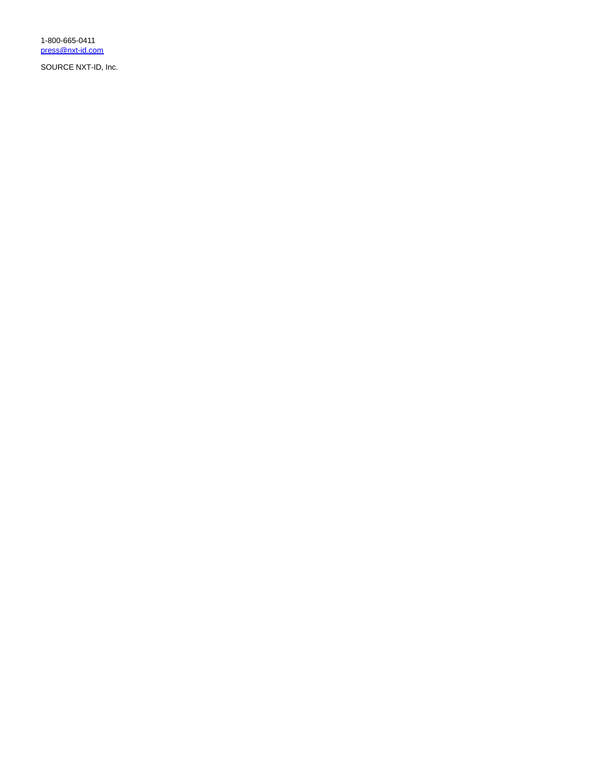1-800-665-0411
press@nxt-id.com

SOURCE NXT-ID, Inc.